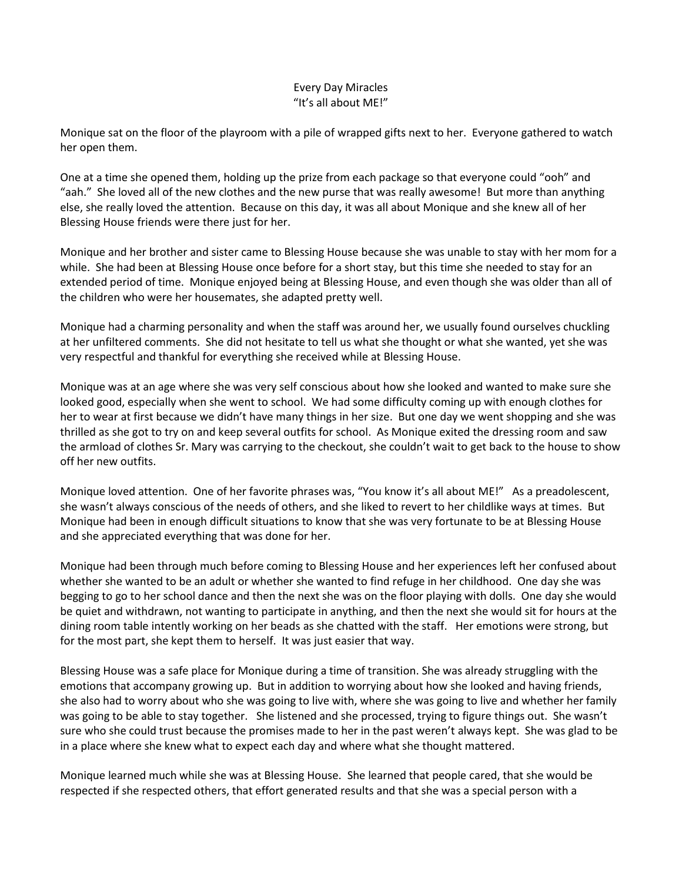# Every Day Miracles
## "It's all about ME!"

Monique sat on the floor of the playroom with a pile of wrapped gifts next to her. Everyone gathered to watch her open them.

One at a time she opened them, holding up the prize from each package so that everyone could "ooh" and "aah." She loved all of the new clothes and the new purse that was really awesome! But more than anything else, she really loved the attention. Because on this day, it was all about Monique and she knew all of her Blessing House friends were there just for her.

Monique and her brother and sister came to Blessing House because she was unable to stay with her mom for a while. She had been at Blessing House once before for a short stay, but this time she needed to stay for an extended period of time. Monique enjoyed being at Blessing House, and even though she was older than all of the children who were her housemates, she adapted pretty well.

Monique had a charming personality and when the staff was around her, we usually found ourselves chuckling at her unfiltered comments. She did not hesitate to tell us what she thought or what she wanted, yet she was very respectful and thankful for everything she received while at Blessing House.

Monique was at an age where she was very self conscious about how she looked and wanted to make sure she looked good, especially when she went to school. We had some difficulty coming up with enough clothes for her to wear at first because we didn't have many things in her size. But one day we went shopping and she was thrilled as she got to try on and keep several outfits for school. As Monique exited the dressing room and saw the armload of clothes Sr. Mary was carrying to the checkout, she couldn't wait to get back to the house to show off her new outfits.

Monique loved attention. One of her favorite phrases was, "You know it's all about ME!" As a preadolescent, she wasn't always conscious of the needs of others, and she liked to revert to her childlike ways at times. But Monique had been in enough difficult situations to know that she was very fortunate to be at Blessing House and she appreciated everything that was done for her.

Monique had been through much before coming to Blessing House and her experiences left her confused about whether she wanted to be an adult or whether she wanted to find refuge in her childhood. One day she was begging to go to her school dance and then the next she was on the floor playing with dolls. One day she would be quiet and withdrawn, not wanting to participate in anything, and then the next she would sit for hours at the dining room table intently working on her beads as she chatted with the staff. Her emotions were strong, but for the most part, she kept them to herself. It was just easier that way.

Blessing House was a safe place for Monique during a time of transition. She was already struggling with the emotions that accompany growing up. But in addition to worrying about how she looked and having friends, she also had to worry about who she was going to live with, where she was going to live and whether her family was going to be able to stay together. She listened and she processed, trying to figure things out. She wasn't sure who she could trust because the promises made to her in the past weren't always kept. She was glad to be in a place where she knew what to expect each day and where what she thought mattered.

Monique learned much while she was at Blessing House. She learned that people cared, that she would be respected if she respected others, that effort generated results and that she was a special person with a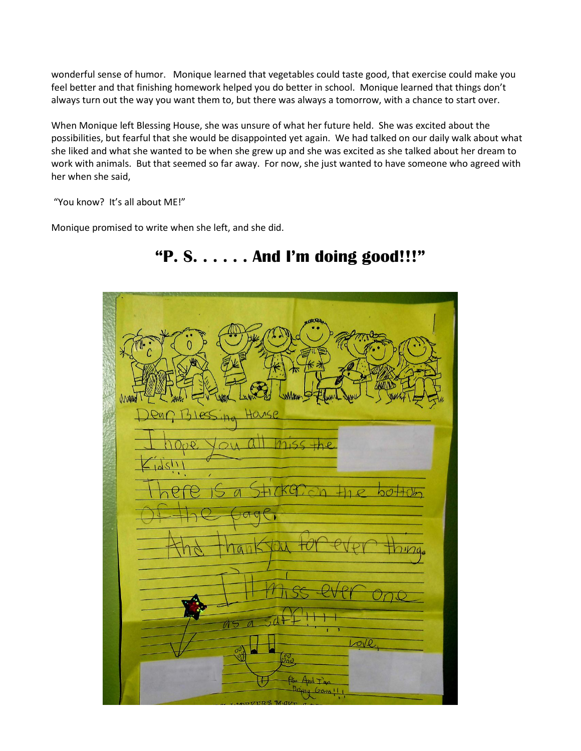wonderful sense of humor. Monique learned that vegetables could taste good, that exercise could make you feel better and that finishing homework helped you do better in school. Monique learned that things don't always turn out the way you want them to, but there was always a tomorrow, with a chance to start over.

When Monique left Blessing House, she was unsure of what her future held. She was excited about the possibilities, but fearful that she would be disappointed yet again. We had talked on our daily walk about what she liked and what she wanted to be when she grew up and she was excited as she talked about her dream to work with animals. But that seemed so far away. For now, she just wanted to have someone who agreed with her when she said,

"You know? It's all about ME!"

Monique promised to write when she left, and she did.

## "P. S. . . . . . And I'm doing good!!!"

Dear Blessing House

I hope you all miss the Kids!!!

There is a Sticker on the bottom of the page.

And thank you for ever thing.

I'll miss ever one as a staff!!!!

Love,

P.S. And I'm Doing Good!!!